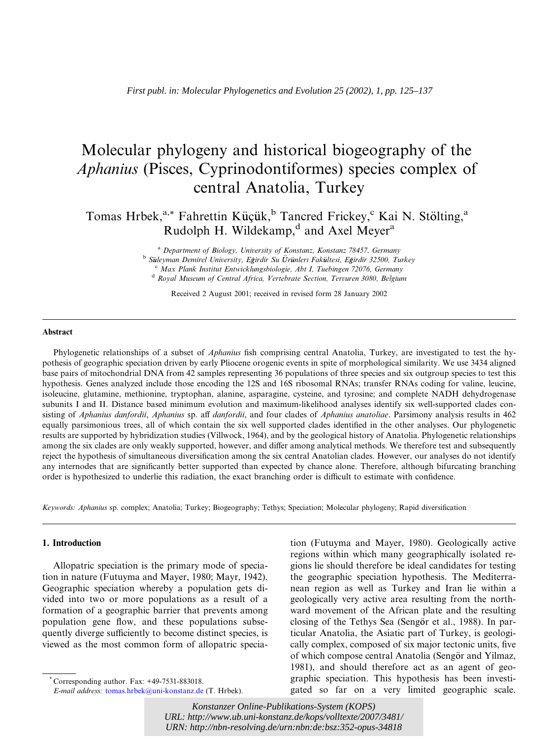*First publ. in: Molecular Phylogenetics and Evolution 25 (2002), 1, pp. 125–137*

# Molecular phylogeny and historical biogeography of the *Aphanius* (Pisces, Cyprinodontiformes) species complex of central Anatolia, Turkey

Tomas Hrbek,[a,*] Fahrettin Küçük,[b] Tancred Frickey,[c] Kai N. Stölting,[a] Rudolph H. Wildekamp,[d] and Axel Meyer[a]

[a] *Department of Biology, University of Konstanz, Konstanz 78457, Germany*
[b] *Süleyman Demirel University, Eğirdir Su Ürünlerı Fakültesi, Eğirdir 32500, Turkey*
[c] *Max Plank Institut Entwicklungsbiologie, Abt I, Tuebingen 72076, Germany*
[d] *Royal Museum of Central Africa, Vertebrate Section, Tervuren 3080, Belgium*

Received 2 August 2001; received in revised form 28 January 2002

## Abstract

Phylogenetic relationships of a subset of *Aphanius* fish comprising central Anatolia, Turkey, are investigated to test the hypothesis of geographic speciation driven by early Pliocene orogenic events in spite of morphological similarity. We use 3434 aligned base pairs of mitochondrial DNA from 42 samples representing 36 populations of three species and six outgroup species to test this hypothesis. Genes analyzed include those encoding the 12S and 16S ribosomal RNAs; transfer RNAs coding for valine, leucine, isoleucine, glutamine, methionine, tryptophan, alanine, asparagine, cysteine, and tyrosine; and complete NADH dehydrogenase subunits I and II. Distance based minimum evolution and maximum-likelihood analyses identify six well-supported clades consisting of *Aphanius danfordii*, *Aphanius* sp. aff *danfordii*, and four clades of *Aphanius anatoliae*. Parsimony analysis results in 462 equally parsimonious trees, all of which contain the six well supported clades identified in the other analyses. Our phylogenetic results are supported by hybridization studies (Villwock, 1964), and by the geological history of Anatolia. Phylogenetic relationships among the six clades are only weakly supported, however, and differ among analytical methods. We therefore test and subsequently reject the hypothesis of simultaneous diversification among the six central Anatolian clades. However, our analyses do not identify any internodes that are significantly better supported than expected by chance alone. Therefore, although bifurcating branching order is hypothesized to underlie this radiation, the exact branching order is difficult to estimate with confidence.

*Keywords:* *Aphanius* sp. complex; Anatolia; Turkey; Biogeography; Tethys; Speciation; Molecular phylogeny; Rapid diversification

## 1. Introduction

Allopatric speciation is the primary mode of speciation in nature (Futuyma and Mayer, 1980; Mayr, 1942). Geographic speciation whereby a population gets divided into two or more populations as a result of a formation of a geographic barrier that prevents among population gene flow, and these populations subsequently diverge sufficiently to become distinct species, is viewed as the most common form of allopatric speciation (Futuyma and Mayer, 1980). Geologically active regions within which many geographically isolated regions lie should therefore be ideal candidates for testing the geographic speciation hypothesis. The Mediterranean region as well as Turkey and Iran lie within a geologically very active area resulting from the northward movement of the African plate and the resulting closing of the Tethys Sea (Sengör et al., 1988). In particular Anatolia, the Asiatic part of Turkey, is geologically complex, composed of six major tectonic units, five of which compose central Anatolia (Sengör and Yilmaz, 1981), and should therefore act as an agent of geographic speciation. This hypothesis has been investigated so far on a very limited geographic scale.

[*] Corresponding author. Fax: +49-7531-883018.
*E-mail address:* tomas.hrbek@uni-konstanz.de (T. Hrbek).

Konstanzer Online-Publikations-System (KOPS)
URL: http://www.ub.uni-konstanz.de/kops/volltexte/2007/3481/
URN: http://nbn-resolving.de/urn:nbn:de:bsz:352-opus-34818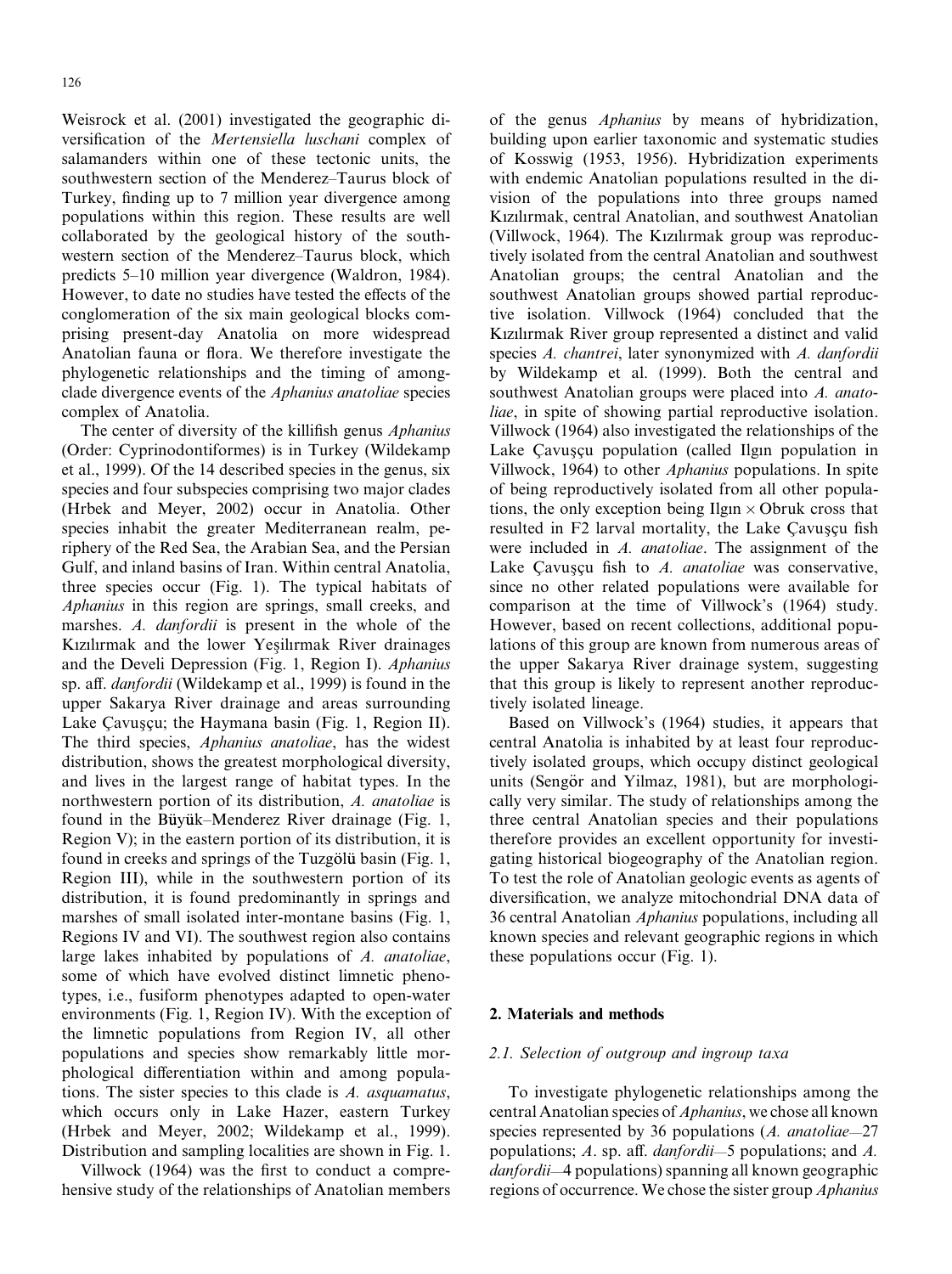Weisrock et al. (2001) investigated the geographic diversification of the *Mertensiella luschani* complex of salamanders within one of these tectonic units, the southwestern section of the Menderez–Taurus block of Turkey, finding up to 7 million year divergence among populations within this region. These results are well collaborated by the geological history of the southwestern section of the Menderez–Taurus block, which predicts 5–10 million year divergence (Waldron, 1984). However, to date no studies have tested the effects of the conglomeration of the six main geological blocks comprising present-day Anatolia on more widespread Anatolian fauna or flora. We therefore investigate the phylogenetic relationships and the timing of among-clade divergence events of the *Aphanius anatoliae* species complex of Anatolia.

The center of diversity of the killifish genus *Aphanius* (Order: Cyprinodontiformes) is in Turkey (Wildekamp et al., 1999). Of the 14 described species in the genus, six species and four subspecies comprising two major clades (Hrbek and Meyer, 2002) occur in Anatolia. Other species inhabit the greater Mediterranean realm, periphery of the Red Sea, the Arabian Sea, and the Persian Gulf, and inland basins of Iran. Within central Anatolia, three species occur (Fig. 1). The typical habitats of *Aphanius* in this region are springs, small creeks, and marshes. *A. danfordii* is present in the whole of the Kızılırmak and the lower Yeşilırmak River drainages and the Develi Depression (Fig. 1, Region I). *Aphanius* sp. aff. *danfordii* (Wildekamp et al., 1999) is found in the upper Sakarya River drainage and areas surrounding Lake Çavuşçu; the Haymana basin (Fig. 1, Region II). The third species, *Aphanius anatoliae*, has the widest distribution, shows the greatest morphological diversity, and lives in the largest range of habitat types. In the northwestern portion of its distribution, *A. anatoliae* is found in the Büyük–Menderez River drainage (Fig. 1, Region V); in the eastern portion of its distribution, it is found in creeks and springs of the Tuzgölü basin (Fig. 1, Region III), while in the southwestern portion of its distribution, it is found predominantly in springs and marshes of small isolated inter-montane basins (Fig. 1, Regions IV and VI). The southwest region also contains large lakes inhabited by populations of *A. anatoliae*, some of which have evolved distinct limnetic phenotypes, i.e., fusiform phenotypes adapted to open-water environments (Fig. 1, Region IV). With the exception of the limnetic populations from Region IV, all other populations and species show remarkably little morphological differentiation within and among populations. The sister species to this clade is *A. asquamatus*, which occurs only in Lake Hazer, eastern Turkey (Hrbek and Meyer, 2002; Wildekamp et al., 1999). Distribution and sampling localities are shown in Fig. 1.

Villwock (1964) was the first to conduct a comprehensive study of the relationships of Anatolian members of the genus *Aphanius* by means of hybridization, building upon earlier taxonomic and systematic studies of Kosswig (1953, 1956). Hybridization experiments with endemic Anatolian populations resulted in the division of the populations into three groups named Kızılırmak, central Anatolian, and southwest Anatolian (Villwock, 1964). The Kızılırmak group was reproductively isolated from the central Anatolian and southwest Anatolian groups; the central Anatolian and the southwest Anatolian groups showed partial reproductive isolation. Villwock (1964) concluded that the Kızılırmak River group represented a distinct and valid species *A. chantrei*, later synonymized with *A. danfordii* by Wildekamp et al. (1999). Both the central and southwest Anatolian groups were placed into *A. anatoliae*, in spite of showing partial reproductive isolation. Villwock (1964) also investigated the relationships of the Lake Çavuşçu population (called Ilgın population in Villwock, 1964) to other *Aphanius* populations. In spite of being reproductively isolated from all other populations, the only exception being Ilgın × Obruk cross that resulted in F2 larval mortality, the Lake Çavuşçu fish were included in *A. anatoliae*. The assignment of the Lake Çavuşçu fish to *A. anatoliae* was conservative, since no other related populations were available for comparison at the time of Villwock's (1964) study. However, based on recent collections, additional populations of this group are known from numerous areas of the upper Sakarya River drainage system, suggesting that this group is likely to represent another reproductively isolated lineage.

Based on Villwock's (1964) studies, it appears that central Anatolia is inhabited by at least four reproductively isolated groups, which occupy distinct geological units (Sengör and Yilmaz, 1981), but are morphologically very similar. The study of relationships among the three central Anatolian species and their populations therefore provides an excellent opportunity for investigating historical biogeography of the Anatolian region. To test the role of Anatolian geologic events as agents of diversification, we analyze mitochondrial DNA data of 36 central Anatolian *Aphanius* populations, including all known species and relevant geographic regions in which these populations occur (Fig. 1).

## 2. Materials and methods

### 2.1. Selection of outgroup and ingroup taxa

To investigate phylogenetic relationships among the central Anatolian species of *Aphanius*, we chose all known species represented by 36 populations (*A. anatoliae*—27 populations; *A.* sp. aff. *danfordii*—5 populations; and *A. danfordii*—4 populations) spanning all known geographic regions of occurrence. We chose the sister group *Aphanius*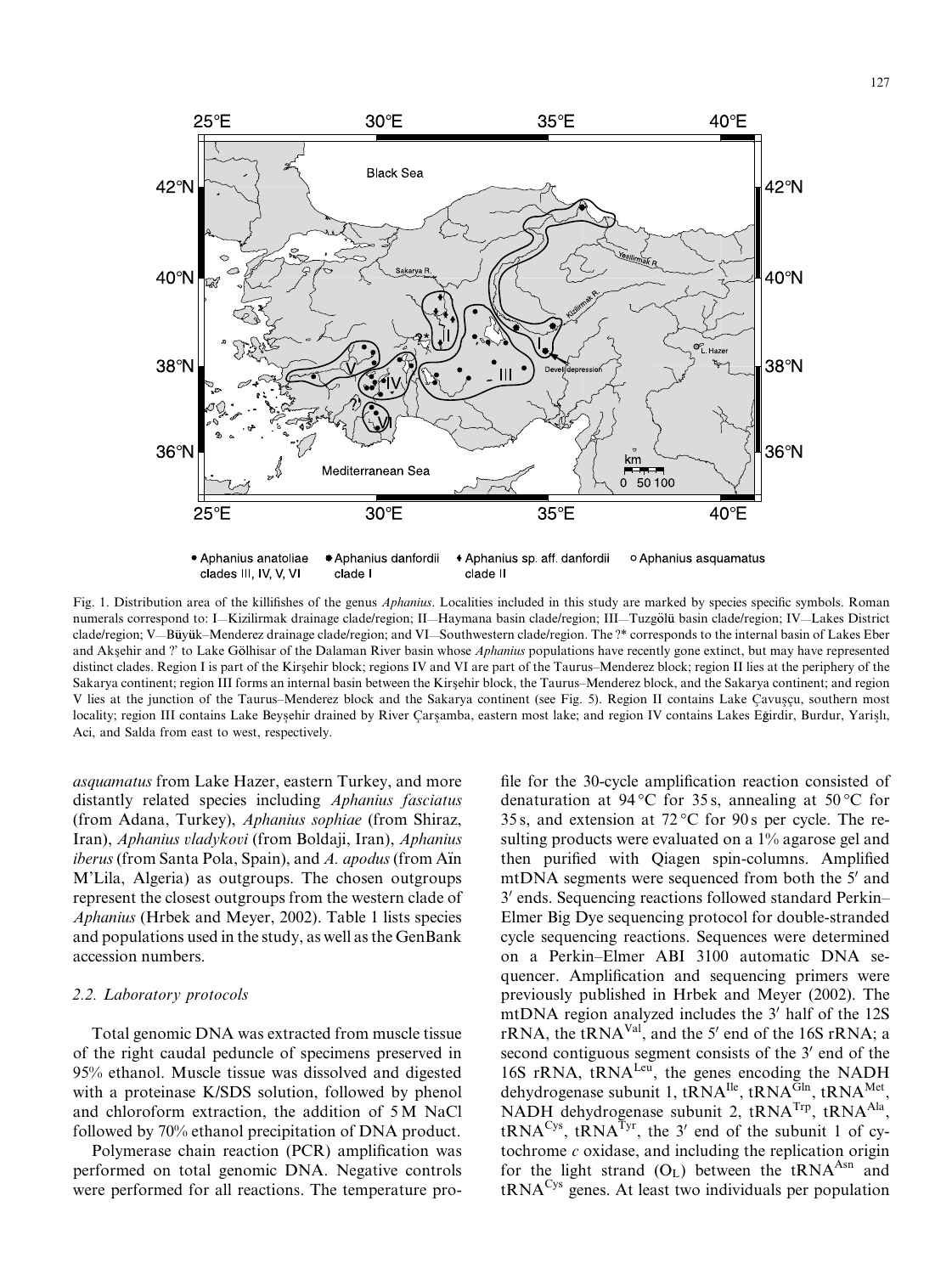Fig. 1. Distribution area of the killifishes of the genus *Aphanius*. Localities included in this study are marked by species specific symbols. Roman numerals correspond to: I—Kizilirmak drainage clade/region; II—Haymana basin clade/region; III—Tuzgölü basin clade/region; IV—Lakes District clade/region; V—Büyük–Menderez drainage clade/region; and VI—Southwestern clade/region. The ?* corresponds to the internal basin of Lakes Eber and Akşehir and ?' to Lake Gölhisar of the Dalaman River basin whose *Aphanius* populations have recently gone extinct, but may have represented distinct clades. Region I is part of the Kirşehir block; regions IV and VI are part of the Taurus–Menderez block; region II lies at the periphery of the Sakarya continent; region III forms an internal basin between the Kirşehir block, the Taurus–Menderez block, and the Sakarya continent; and region V lies at the junction of the Taurus–Menderez block and the Sakarya continent (see Fig. 5). Region II contains Lake Çavuşçu, southern most locality; region III contains Lake Beyşehir drained by River Çarşamba, eastern most lake; and region IV contains Lakes Eğirdir, Burdur, Yarişlı, Aci, and Salda from east to west, respectively.

*asquamatus* from Lake Hazer, eastern Turkey, and more distantly related species including *Aphanius fasciatus* (from Adana, Turkey), *Aphanius sophiae* (from Shiraz, Iran), *Aphanius vladykovi* (from Boldaji, Iran), *Aphanius iberus* (from Santa Pola, Spain), and *A. apodus* (from Aïn M'Lila, Algeria) as outgroups. The chosen outgroups represent the closest outgroups from the western clade of *Aphanius* (Hrbek and Meyer, 2002). Table 1 lists species and populations used in the study, as well as the GenBank accession numbers.

### 2.2. Laboratory protocols

Total genomic DNA was extracted from muscle tissue of the right caudal peduncle of specimens preserved in 95% ethanol. Muscle tissue was dissolved and digested with a proteinase K/SDS solution, followed by phenol and chloroform extraction, the addition of 5 M NaCl followed by 70% ethanol precipitation of DNA product.

Polymerase chain reaction (PCR) amplification was performed on total genomic DNA. Negative controls were performed for all reactions. The temperature profile for the 30-cycle amplification reaction consisted of denaturation at 94 °C for 35 s, annealing at 50 °C for 35 s, and extension at 72 °C for 90 s per cycle. The resulting products were evaluated on a 1% agarose gel and then purified with Qiagen spin-columns. Amplified mtDNA segments were sequenced from both the 5′ and 3′ ends. Sequencing reactions followed standard Perkin–Elmer Big Dye sequencing protocol for double-stranded cycle sequencing reactions. Sequences were determined on a Perkin–Elmer ABI 3100 automatic DNA sequencer. Amplification and sequencing primers were previously published in Hrbek and Meyer (2002). The mtDNA region analyzed includes the 3′ half of the 12S rRNA, the $tRNA^{Val}$, and the 5′ end of the 16S rRNA; a second contiguous segment consists of the 3′ end of the 16S rRNA, $tRNA^{Leu}$, the genes encoding the NADH dehydrogenase subunit 1, $tRNA^{Ile}$, $tRNA^{Gln}$, $tRNA^{Met}$, NADH dehydrogenase subunit 2, $tRNA^{Trp}$, $tRNA^{Ala}$, $tRNA^{Cys}$, $tRNA^{Tyr}$, the 3′ end of the subunit 1 of cytochrome *c* oxidase, and including the replication origin for the light strand ($O_L$) between the $tRNA^{Asn}$ and $tRNA^{Cys}$ genes. At least two individuals per population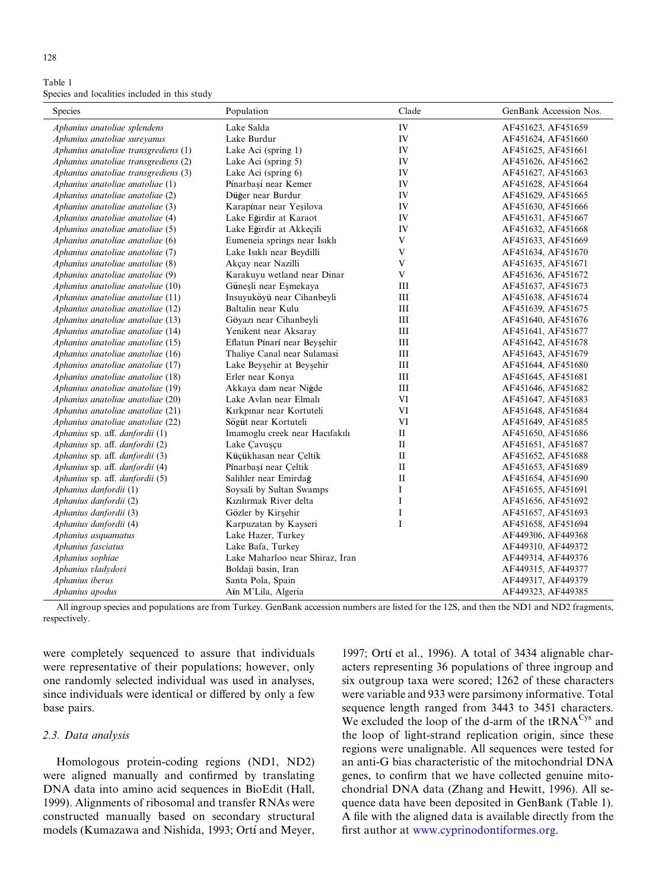Table 1
Species and localities included in this study

| Species | Population | Clade | GenBank Accession Nos. |
|---|---|---|---|
| *Aphanius anatoliae splendens* | Lake Salda | IV | AF451623, AF451659 |
| *Aphanius anatoliae sureyanus* | Lake Burdur | IV | AF451624, AF451660 |
| *Aphanius anatoliae transgrediens* (1) | Lake Aci (spring 1) | IV | AF451625, AF451661 |
| *Aphanius anatoliae transgrediens* (2) | Lake Aci (spring 5) | IV | AF451626, AF451662 |
| *Aphanius anatoliae transgrediens* (3) | Lake Aci (spring 6) | IV | AF451627, AF451663 |
| *Aphanius anatoliae anatoliae* (1) | Pínarbaşí near Kemer | IV | AF451628, AF451664 |
| *Aphanius anatoliae anatoliae* (2) | Düğer near Burdur | IV | AF451629, AF451665 |
| *Aphanius anatoliae anatoliae* (3) | Karapínar near Yeşilova | IV | AF451630, AF451666 |
| *Aphanius anatoliae anatoliae* (4) | Lake Eğirdir at Karaot | IV | AF451631, AF451667 |
| *Aphanius anatoliae anatoliae* (5) | Lake Eğirdir at Akkeçili | IV | AF451632, AF451668 |
| *Aphanius anatoliae anatoliae* (6) | Eumeneia springs near Isıklı | V | AF451633, AF451669 |
| *Aphanius anatoliae anatoliae* (7) | Lake Isıklı near Beydilli | V | AF451634, AF451670 |
| *Aphanius anatoliae anatoliae* (8) | Akçay near Nazilli | V | AF451635, AF451671 |
| *Aphanius anatoliae anatoliae* (9) | Karakuyu wetland near Dinar | V | AF451636, AF451672 |
| *Aphanius anatoliae anatoliae* (10) | Güneşli near Eşmekaya | III | AF451637, AF451673 |
| *Aphanius anatoliae anatoliae* (11) | Insuyuköyü near Cihanbeyli | III | AF451638, AF451674 |
| *Aphanius anatoliae anatoliae* (12) | Baltalin near Kulu | III | AF451639, AF451675 |
| *Aphanius anatoliae anatoliae* (13) | Göyazı near Cihanbeyli | III | AF451640, AF451676 |
| *Aphanius anatoliae anatoliae* (14) | Yenikent near Aksaray | III | AF451641, AF451677 |
| *Aphanius anatoliae anatoliae* (15) | Eflatun Pínarí near Beyşehir | III | AF451642, AF451678 |
| *Aphanius anatoliae anatoliae* (16) | Thaliye Canal near Sulamasi | III | AF451643, AF451679 |
| *Aphanius anatoliae anatoliae* (17) | Lake Beyşehir at Beyşehir | III | AF451644, AF451680 |
| *Aphanius anatoliae anatoliae* (18) | Erler near Konya | III | AF451645, AF451681 |
| *Aphanius anatoliae anatoliae* (19) | Akkaya dam near Niğde | III | AF451646, AF451682 |
| *Aphanius anatoliae anatoliae* (20) | Lake Avlan near Elmalı | VI | AF451647, AF451683 |
| *Aphanius anatoliae anatoliae* (21) | Kırkpınar near Kortuteli | VI | AF451648, AF451684 |
| *Aphanius anatoliae anatoliae* (22) | Sögüt near Kortuteli | VI | AF451649, AF451685 |
| *Aphanius* sp. aff. *danfordii* (1) | Imamoglu creek near Hacıfakılı | II | AF451650, AF451686 |
| *Aphanius* sp. aff. *danfordii* (2) | Lake Çavuşçu | II | AF451651, AF451687 |
| *Aphanius* sp. aff. *danfordii* (3) | Küçükhasan near Çeltik | II | AF451652, AF451688 |
| *Aphanius* sp. aff. *danfordii* (4) | Pínarbaşí near Çeltik | II | AF451653, AF451689 |
| *Aphanius* sp. aff. *danfordii* (5) | Salihler near Emirdağ | II | AF451654, AF451690 |
| *Aphanius danfordii* (1) | Soysali by Sultan Swamps | I | AF451655, AF451691 |
| *Aphanius danfordii* (2) | Kızılırmak River delta | I | AF451656, AF451692 |
| *Aphanius danfordii* (3) | Gözler by Kirşehir | I | AF451657, AF451693 |
| *Aphanius danfordii* (4) | Karpuzatan by Kayseri | I | AF451658, AF451694 |
| *Aphanius asquamatus* | Lake Hazer, Turkey | | AF449306, AF449368 |
| *Aphanius fasciatus* | Lake Bafa, Turkey | | AF449310, AF449372 |
| *Aphanius sophiae* | Lake Maharloo near Shiraz, Iran | | AF449314, AF449376 |
| *Aphanius vladydovi* | Boldaji basin, Iran | | AF449315, AF449377 |
| *Aphanius iberus* | Santa Pola, Spain | | AF449317, AF449379 |
| *Aphanius apodus* | Aïn M'Lila, Algeria | | AF449323, AF449385 |

All ingroup species and populations are from Turkey. GenBank accession numbers are listed for the 12S, and then the ND1 and ND2 fragments, respectively.

were completely sequenced to assure that individuals were representative of their populations; however, only one randomly selected individual was used in analyses, since individuals were identical or differed by only a few base pairs.

### 2.3. Data analysis

Homologous protein-coding regions (ND1, ND2) were aligned manually and confirmed by translating DNA data into amino acid sequences in BioEdit (Hall, 1999). Alignments of ribosomal and transfer RNAs were constructed manually based on secondary structural models (Kumazawa and Nishida, 1993; Ortí and Meyer, 1997; Ortí et al., 1996). A total of 3434 alignable characters representing 36 populations of three ingroup and six outgroup taxa were scored; 1262 of these characters were variable and 933 were parsimony informative. Total sequence length ranged from 3443 to 3451 characters. We excluded the loop of the d-arm of the $tRNA^{Cys}$ and the loop of light-strand replication origin, since these regions were unalignable. All sequences were tested for an anti-G bias characteristic of the mitochondrial DNA genes, to confirm that we have collected genuine mitochondrial DNA data (Zhang and Hewitt, 1996). All sequence data have been deposited in GenBank (Table 1). A file with the aligned data is available directly from the first author at www.cyprinodontiformes.org.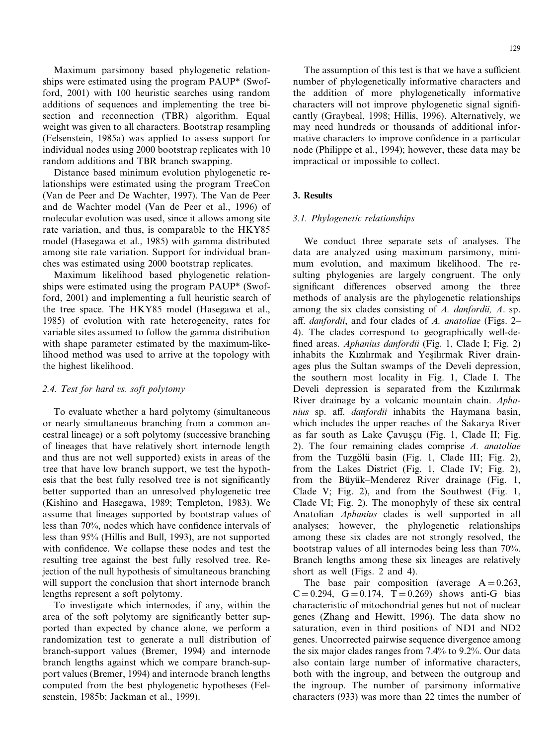Maximum parsimony based phylogenetic relationships were estimated using the program PAUP* (Swofford, 2001) with 100 heuristic searches using random additions of sequences and implementing the tree bisection and reconnection (TBR) algorithm. Equal weight was given to all characters. Bootstrap resampling (Felsenstein, 1985a) was applied to assess support for individual nodes using 2000 bootstrap replicates with 10 random additions and TBR branch swapping.

Distance based minimum evolution phylogenetic relationships were estimated using the program TreeCon (Van de Peer and De Wachter, 1997). The Van de Peer and de Wachter model (Van de Peer et al., 1996) of molecular evolution was used, since it allows among site rate variation, and thus, is comparable to the HKY85 model (Hasegawa et al., 1985) with gamma distributed among site rate variation. Support for individual branches was estimated using 2000 bootstrap replicates.

Maximum likelihood based phylogenetic relationships were estimated using the program PAUP* (Swofford, 2001) and implementing a full heuristic search of the tree space. The HKY85 model (Hasegawa et al., 1985) of evolution with rate heterogeneity, rates for variable sites assumed to follow the gamma distribution with shape parameter estimated by the maximum-likelihood method was used to arrive at the topology with the highest likelihood.

### 2.4. Test for hard vs. soft polytomy

To evaluate whether a hard polytomy (simultaneous or nearly simultaneous branching from a common ancestral lineage) or a soft polytomy (successive branching of lineages that have relatively short internode length and thus are not well supported) exists in areas of the tree that have low branch support, we test the hypothesis that the best fully resolved tree is not significantly better supported than an unresolved phylogenetic tree (Kishino and Hasegawa, 1989; Templeton, 1983). We assume that lineages supported by bootstrap values of less than 70%, nodes which have confidence intervals of less than 95% (Hillis and Bull, 1993), are not supported with confidence. We collapse these nodes and test the resulting tree against the best fully resolved tree. Rejection of the null hypothesis of simultaneous branching will support the conclusion that short internode branch lengths represent a soft polytomy.

To investigate which internodes, if any, within the area of the soft polytomy are significantly better supported than expected by chance alone, we perform a randomization test to generate a null distribution of branch-support values (Bremer, 1994) and internode branch lengths against which we compare branch-support values (Bremer, 1994) and internode branch lengths computed from the best phylogenetic hypotheses (Felsenstein, 1985b; Jackman et al., 1999).

The assumption of this test is that we have a sufficient number of phylogenetically informative characters and the addition of more phylogenetically informative characters will not improve phylogenetic signal significantly (Graybeal, 1998; Hillis, 1996). Alternatively, we may need hundreds or thousands of additional informative characters to improve confidence in a particular node (Philippe et al., 1994); however, these data may be impractical or impossible to collect.

## 3. Results

### 3.1. Phylogenetic relationships

We conduct three separate sets of analyses. The data are analyzed using maximum parsimony, minimum evolution, and maximum likelihood. The resulting phylogenies are largely congruent. The only significant differences observed among the three methods of analysis are the phylogenetic relationships among the six clades consisting of *A. danfordii, A.* sp. aff. *danfordii*, and four clades of *A. anatoliae* (Figs. 2–4). The clades correspond to geographically well-defined areas. *Aphanius danfordii* (Fig. 1, Clade I; Fig. 2) inhabits the Kızılırmak and Yeşilırmak River drainages plus the Sultan swamps of the Develi depression, the southern most locality in Fig. 1, Clade I. The Develi depression is separated from the Kızılırmak River drainage by a volcanic mountain chain. *Aphanius* sp. aff. *danfordii* inhabits the Haymana basin, which includes the upper reaches of the Sakarya River as far south as Lake Çavuşçu (Fig. 1, Clade II; Fig. 2). The four remaining clades comprise *A. anatoliae* from the Tuzgölü basin (Fig. 1, Clade III; Fig. 2), from the Lakes District (Fig. 1, Clade IV; Fig. 2), from the Büyük–Menderez River drainage (Fig. 1, Clade V; Fig. 2), and from the Southwest (Fig. 1, Clade VI; Fig. 2). The monophyly of these six central Anatolian *Aphanius* clades is well supported in all analyses; however, the phylogenetic relationships among these six clades are not strongly resolved, the bootstrap values of all internodes being less than 70%. Branch lengths among these six lineages are relatively short as well (Figs. 2 and 4).

The base pair composition (average $A = 0.263$, $C = 0.294$, $G = 0.174$, $T = 0.269$) shows anti-G bias characteristic of mitochondrial genes but not of nuclear genes (Zhang and Hewitt, 1996). The data show no saturation, even in third positions of ND1 and ND2 genes. Uncorrected pairwise sequence divergence among the six major clades ranges from 7.4% to 9.2%. Our data also contain large number of informative characters, both with the ingroup, and between the outgroup and the ingroup. The number of parsimony informative characters (933) was more than 22 times the number of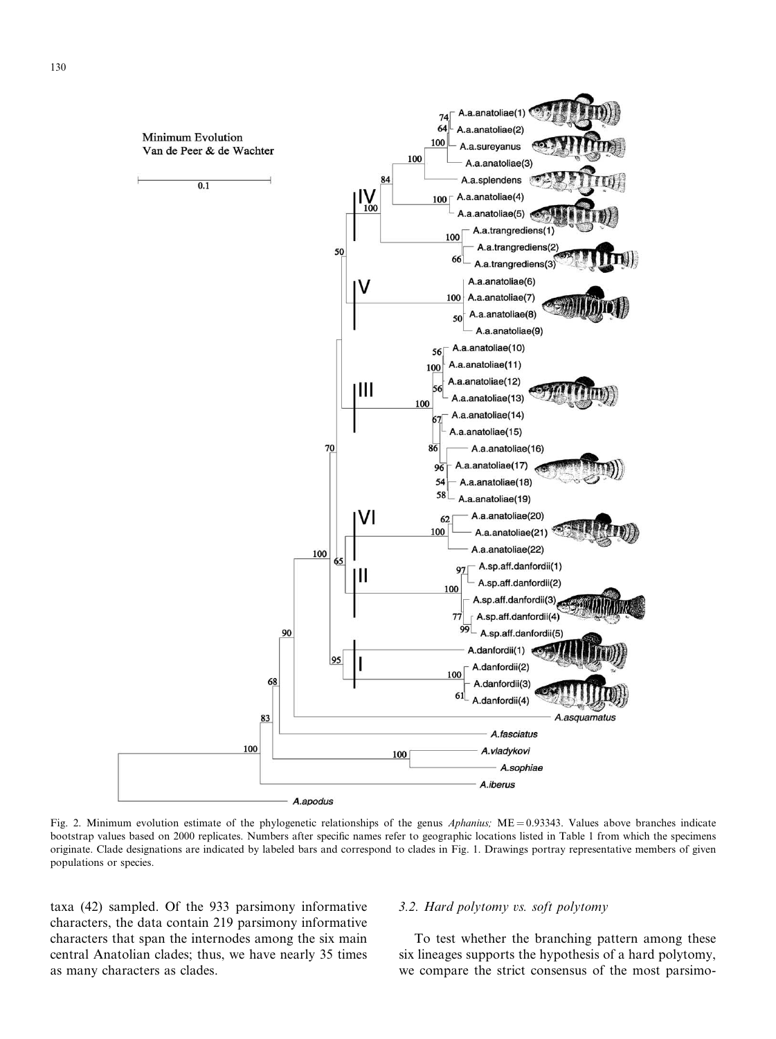Fig. 2. Minimum evolution estimate of the phylogenetic relationships of the genus *Aphanius;* ME = 0.93343. Values above branches indicate bootstrap values based on 2000 replicates. Numbers after specific names refer to geographic locations listed in Table 1 from which the specimens originate. Clade designations are indicated by labeled bars and correspond to clades in Fig. 1. Drawings portray representative members of given populations or species.

taxa (42) sampled. Of the 933 parsimony informative characters, the data contain 219 parsimony informative characters that span the internodes among the six main central Anatolian clades; thus, we have nearly 35 times as many characters as clades.

### 3.2. Hard polytomy vs. soft polytomy

To test whether the branching pattern among these six lineages supports the hypothesis of a hard polytomy, we compare the strict consensus of the most parsimo-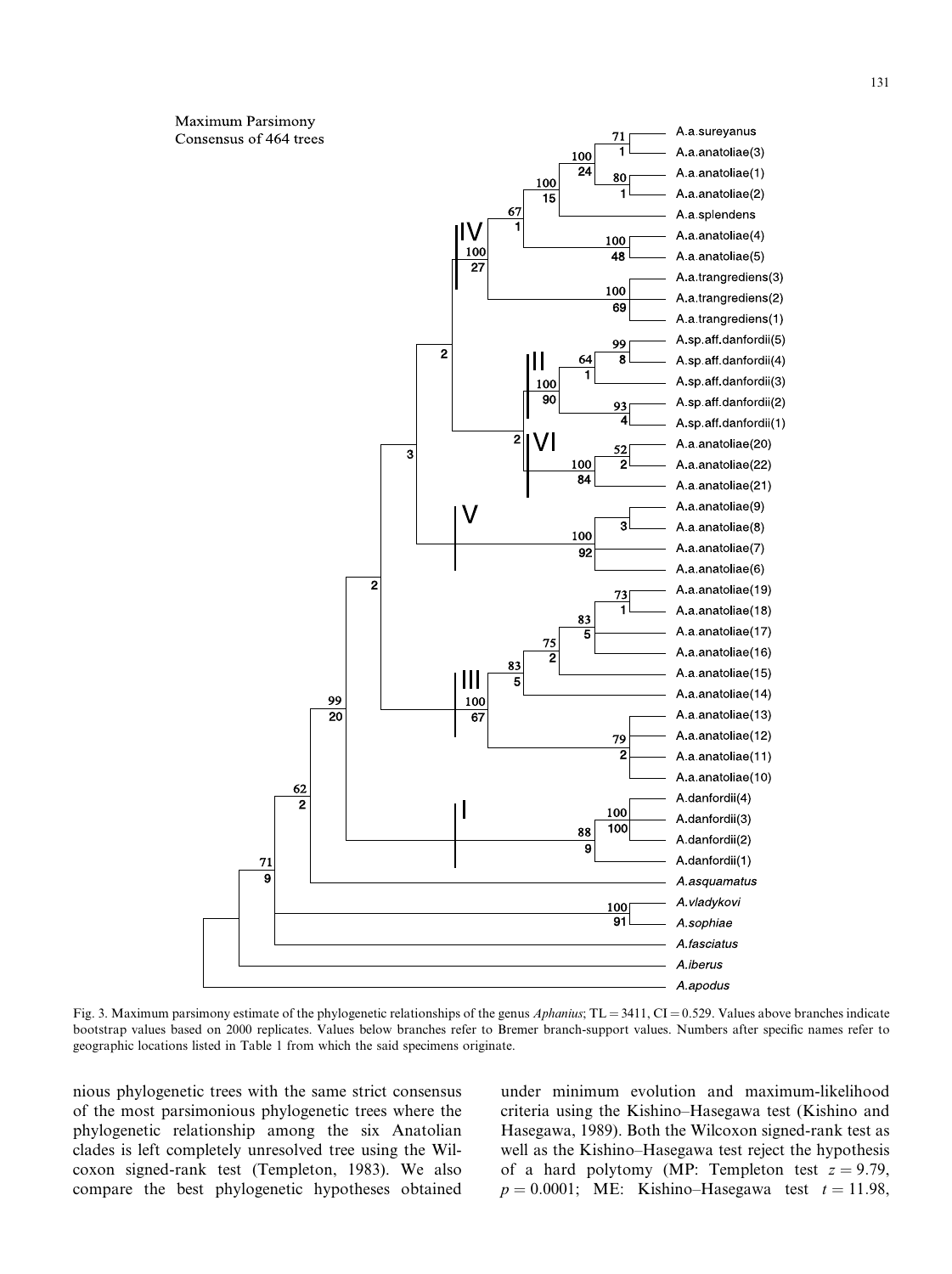Fig. 3. Maximum parsimony estimate of the phylogenetic relationships of the genus *Aphanius*; TL = 3411, CI = 0.529. Values above branches indicate bootstrap values based on 2000 replicates. Values below branches refer to Bremer branch-support values. Numbers after specific names refer to geographic locations listed in Table 1 from which the said specimens originate.

nious phylogenetic trees with the same strict consensus of the most parsimonious phylogenetic trees where the phylogenetic relationship among the six Anatolian clades is left completely unresolved tree using the Wilcoxon signed-rank test (Templeton, 1983). We also compare the best phylogenetic hypotheses obtained under minimum evolution and maximum-likelihood criteria using the Kishino–Hasegawa test (Kishino and Hasegawa, 1989). Both the Wilcoxon signed-rank test as well as the Kishino–Hasegawa test reject the hypothesis of a hard polytomy (MP: Templeton test $z = 9.79$, $p = 0.0001$; ME: Kishino–Hasegawa test $t = 11.98$,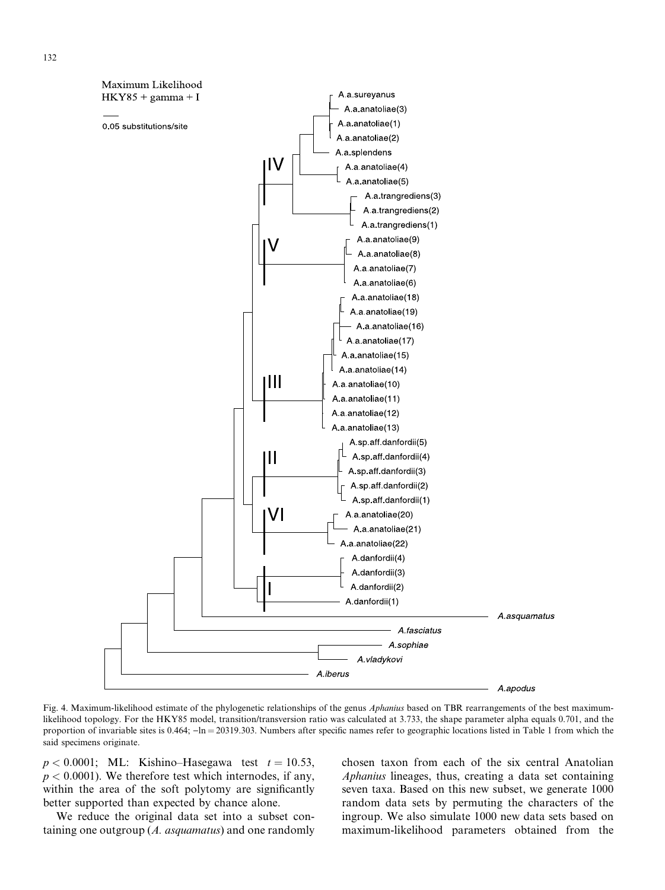Fig. 4. Maximum-likelihood estimate of the phylogenetic relationships of the genus *Aphanius* based on TBR rearrangements of the best maximum-likelihood topology. For the HKY85 model, transition/transversion ratio was calculated at 3.733, the shape parameter alpha equals 0.701, and the proportion of invariable sites is 0.464; $-\ln = 20319.303$. Numbers after specific names refer to geographic locations listed in Table 1 from which the said specimens originate.

$p < 0.0001$; ML: Kishino–Hasegawa test $t = 10.53$, $p < 0.0001$). We therefore test which internodes, if any, within the area of the soft polytomy are significantly better supported than expected by chance alone.

We reduce the original data set into a subset containing one outgroup (*A. asquamatus*) and one randomly chosen taxon from each of the six central Anatolian *Aphanius* lineages, thus, creating a data set containing seven taxa. Based on this new subset, we generate 1000 random data sets by permuting the characters of the ingroup. We also simulate 1000 new data sets based on maximum-likelihood parameters obtained from the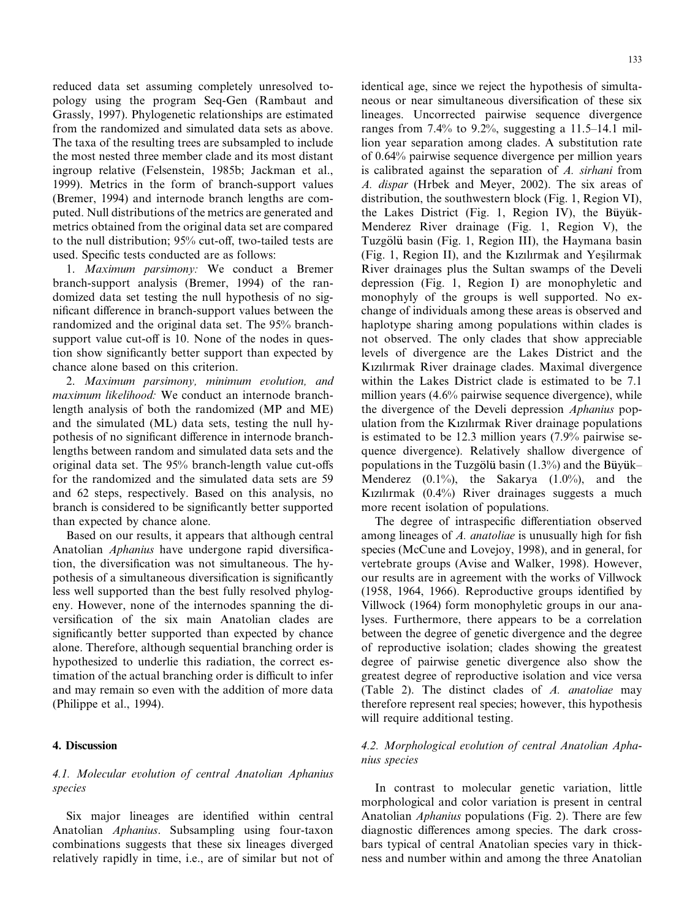reduced data set assuming completely unresolved topology using the program Seq-Gen (Rambaut and Grassly, 1997). Phylogenetic relationships are estimated from the randomized and simulated data sets as above. The taxa of the resulting trees are subsampled to include the most nested three member clade and its most distant ingroup relative (Felsenstein, 1985b; Jackman et al., 1999). Metrics in the form of branch-support values (Bremer, 1994) and internode branch lengths are computed. Null distributions of the metrics are generated and metrics obtained from the original data set are compared to the null distribution; 95% cut-off, two-tailed tests are used. Specific tests conducted are as follows:

1. *Maximum parsimony:* We conduct a Bremer branch-support analysis (Bremer, 1994) of the randomized data set testing the null hypothesis of no significant difference in branch-support values between the randomized and the original data set. The 95% branch-support value cut-off is 10. None of the nodes in question show significantly better support than expected by chance alone based on this criterion.

2. *Maximum parsimony, minimum evolution, and maximum likelihood:* We conduct an internode branch-length analysis of both the randomized (MP and ME) and the simulated (ML) data sets, testing the null hypothesis of no significant difference in internode branch-lengths between random and simulated data sets and the original data set. The 95% branch-length value cut-offs for the randomized and the simulated data sets are 59 and 62 steps, respectively. Based on this analysis, no branch is considered to be significantly better supported than expected by chance alone.

Based on our results, it appears that although central Anatolian *Aphanius* have undergone rapid diversification, the diversification was not simultaneous. The hypothesis of a simultaneous diversification is significantly less well supported than the best fully resolved phylogeny. However, none of the internodes spanning the diversification of the six main Anatolian clades are significantly better supported than expected by chance alone. Therefore, although sequential branching order is hypothesized to underlie this radiation, the correct estimation of the actual branching order is difficult to infer and may remain so even with the addition of more data (Philippe et al., 1994).

## 4. Discussion

### 4.1. Molecular evolution of central Anatolian Aphanius species

Six major lineages are identified within central Anatolian *Aphanius*. Subsampling using four-taxon combinations suggests that these six lineages diverged relatively rapidly in time, i.e., are of similar but not of identical age, since we reject the hypothesis of simultaneous or near simultaneous diversification of these six lineages. Uncorrected pairwise sequence divergence ranges from 7.4% to 9.2%, suggesting a 11.5–14.1 million year separation among clades. A substitution rate of 0.64% pairwise sequence divergence per million years is calibrated against the separation of *A. sirhani* from *A. dispar* (Hrbek and Meyer, 2002). The six areas of distribution, the southwestern block (Fig. 1, Region VI), the Lakes District (Fig. 1, Region IV), the Büyük-Menderez River drainage (Fig. 1, Region V), the Tuzgölü basin (Fig. 1, Region III), the Haymana basin (Fig. 1, Region II), and the Kızılırmak and Yeşilırmak River drainages plus the Sultan swamps of the Develi depression (Fig. 1, Region I) are monophyletic and monophyly of the groups is well supported. No exchange of individuals among these areas is observed and haplotype sharing among populations within clades is not observed. The only clades that show appreciable levels of divergence are the Lakes District and the Kızılırmak River drainage clades. Maximal divergence within the Lakes District clade is estimated to be 7.1 million years (4.6% pairwise sequence divergence), while the divergence of the Develi depression *Aphanius* population from the Kızılırmak River drainage populations is estimated to be 12.3 million years (7.9% pairwise sequence divergence). Relatively shallow divergence of populations in the Tuzgölü basin (1.3%) and the Büyük–Menderez (0.1%), the Sakarya (1.0%), and the Kızılırmak (0.4%) River drainages suggests a much more recent isolation of populations.

The degree of intraspecific differentiation observed among lineages of *A. anatoliae* is unusually high for fish species (McCune and Lovejoy, 1998), and in general, for vertebrate groups (Avise and Walker, 1998). However, our results are in agreement with the works of Villwock (1958, 1964, 1966). Reproductive groups identified by Villwock (1964) form monophyletic groups in our analyses. Furthermore, there appears to be a correlation between the degree of genetic divergence and the degree of reproductive isolation; clades showing the greatest degree of pairwise genetic divergence also show the greatest degree of reproductive isolation and vice versa (Table 2). The distinct clades of *A. anatoliae* may therefore represent real species; however, this hypothesis will require additional testing.

### 4.2. Morphological evolution of central Anatolian Aphanius species

In contrast to molecular genetic variation, little morphological and color variation is present in central Anatolian *Aphanius* populations (Fig. 2). There are few diagnostic differences among species. The dark crossbars typical of central Anatolian species vary in thickness and number within and among the three Anatolian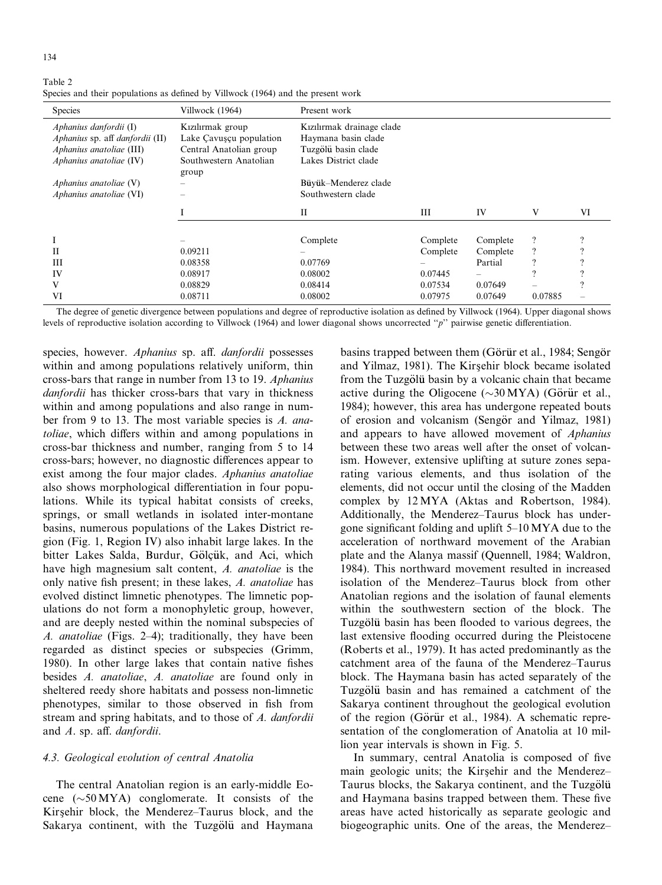Table 2
Species and their populations as defined by Villwock (1964) and the present work

| Species | Villwock (1964) | Present work | | | | |
|---|---|---|---|---|---|---|
| *Aphanius danfordii* (I) | Kızılırmak group | Kızılırmak drainage clade | | | | |
| *Aphanius* sp. aff *danfordii* (II) | Lake Çavuşçu population | Haymana basin clade | | | | |
| *Aphanius anatoliae* (III) | Central Anatolian group | Tuzgölü basin clade | | | | |
| *Aphanius anatoliae* (IV) | Southwestern Anatolian group | Lakes District clade | | | | |
| *Aphanius anatoliae* (V) | – | Büyük–Menderez clade | | | | |
| *Aphanius anatoliae* (VI) | – | Southwestern clade | | | | |
| | I | II | III | IV | V | VI |
| I | – | Complete | Complete | Complete | ? | ? |
| II | 0.09211 | – | Complete | Complete | ? | ? |
| III | 0.08358 | 0.07769 | – | Partial | ? | ? |
| IV | 0.08917 | 0.08002 | 0.07445 | – | ? | ? |
| V | 0.08829 | 0.08414 | 0.07534 | 0.07649 | – | ? |
| VI | 0.08711 | 0.08002 | 0.07975 | 0.07649 | 0.07885 | – |

The degree of genetic divergence between populations and degree of reproductive isolation as defined by Villwock (1964). Upper diagonal shows levels of reproductive isolation according to Villwock (1964) and lower diagonal shows uncorrected "*p*" pairwise genetic differentiation.

species, however. *Aphanius* sp. aff. *danfordii* possesses within and among populations relatively uniform, thin cross-bars that range in number from 13 to 19. *Aphanius danfordii* has thicker cross-bars that vary in thickness within and among populations and also range in number from 9 to 13. The most variable species is *A. anatoliae*, which differs within and among populations in cross-bar thickness and number, ranging from 5 to 14 cross-bars; however, no diagnostic differences appear to exist among the four major clades. *Aphanius anatoliae* also shows morphological differentiation in four populations. While its typical habitat consists of creeks, springs, or small wetlands in isolated inter-montane basins, numerous populations of the Lakes District region (Fig. 1, Region IV) also inhabit large lakes. In the bitter Lakes Salda, Burdur, Gölçük, and Aci, which have high magnesium salt content, *A. anatoliae* is the only native fish present; in these lakes, *A. anatoliae* has evolved distinct limnetic phenotypes. The limnetic populations do not form a monophyletic group, however, and are deeply nested within the nominal subspecies of *A. anatoliae* (Figs. 2–4); traditionally, they have been regarded as distinct species or subspecies (Grimm, 1980). In other large lakes that contain native fishes besides *A. anatoliae*, *A. anatoliae* are found only in sheltered reedy shore habitats and possess non-limnetic phenotypes, similar to those observed in fish from stream and spring habitats, and to those of *A. danfordii* and *A*. sp. aff. *danfordii*.

### 4.3. Geological evolution of central Anatolia

The central Anatolian region is an early-middle Eocene (~50 MYA) conglomerate. It consists of the Kirşehir block, the Menderez–Taurus block, and the Sakarya continent, with the Tuzgölü and Haymana basins trapped between them (Görür et al., 1984; Sengör and Yilmaz, 1981). The Kirşehir block became isolated from the Tuzgölü basin by a volcanic chain that became active during the Oligocene (~30 MYA) (Görür et al., 1984); however, this area has undergone repeated bouts of erosion and volcanism (Sengör and Yilmaz, 1981) and appears to have allowed movement of *Aphanius* between these two areas well after the onset of volcanism. However, extensive uplifting at suture zones separating various elements, and thus isolation of the elements, did not occur until the closing of the Madden complex by 12 MYA (Aktas and Robertson, 1984). Additionally, the Menderez–Taurus block has undergone significant folding and uplift 5–10 MYA due to the acceleration of northward movement of the Arabian plate and the Alanya massif (Quennell, 1984; Waldron, 1984). This northward movement resulted in increased isolation of the Menderez–Taurus block from other Anatolian regions and the isolation of faunal elements within the southwestern section of the block. The Tuzgölü basin has been flooded to various degrees, the last extensive flooding occurred during the Pleistocene (Roberts et al., 1979). It has acted predominantly as the catchment area of the fauna of the Menderez–Taurus block. The Haymana basin has acted separately of the Tuzgölü basin and has remained a catchment of the Sakarya continent throughout the geological evolution of the region (Görür et al., 1984). A schematic representation of the conglomeration of Anatolia at 10 million year intervals is shown in Fig. 5.

In summary, central Anatolia is composed of five main geologic units; the Kirşehir and the Menderez–Taurus blocks, the Sakarya continent, and the Tuzgölü and Haymana basins trapped between them. These five areas have acted historically as separate geologic and biogeographic units. One of the areas, the Menderez–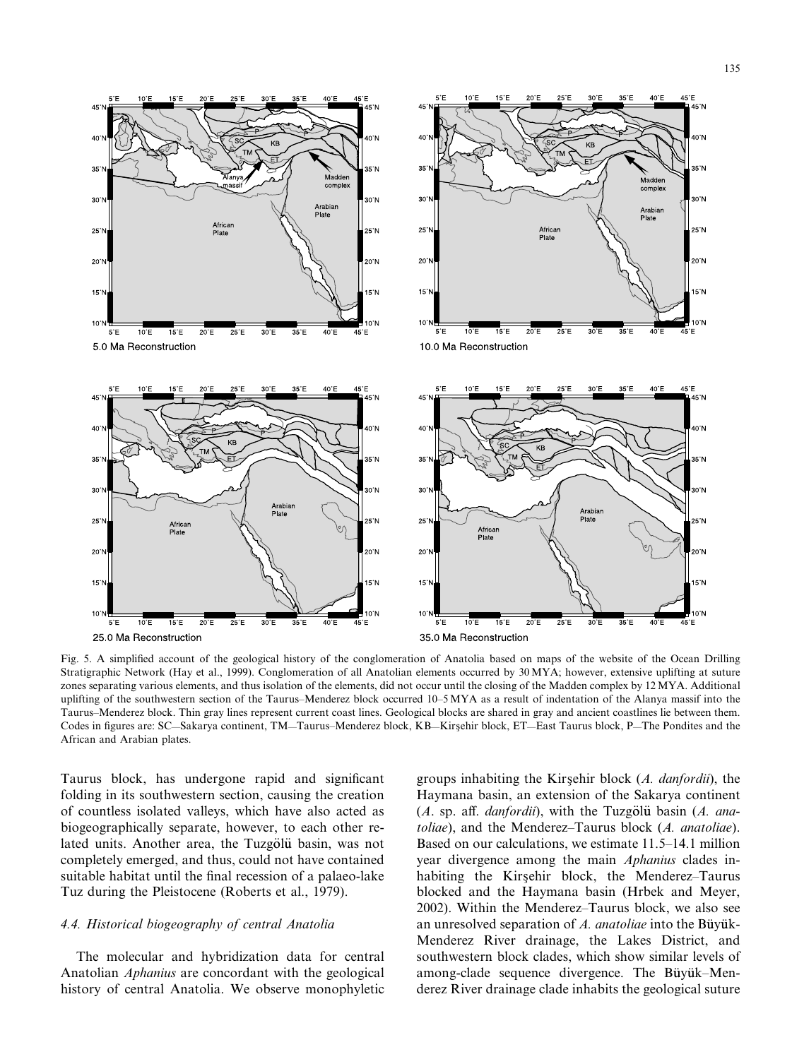Fig. 5. A simplified account of the geological history of the conglomeration of Anatolia based on maps of the website of the Ocean Drilling Stratigraphic Network (Hay et al., 1999). Conglomeration of all Anatolian elements occurred by 30 MYA; however, extensive uplifting at suture zones separating various elements, and thus isolation of the elements, did not occur until the closing of the Madden complex by 12 MYA. Additional uplifting of the southwestern section of the Taurus–Menderez block occurred 10–5 MYA as a result of indentation of the Alanya massif into the Taurus–Menderez block. Thin gray lines represent current coast lines. Geological blocks are shared in gray and ancient coastlines lie between them. Codes in figures are: SC—Sakarya continent, TM—Taurus–Menderez block, KB—Kirşehir block, ET—East Taurus block, P—The Pondites and the African and Arabian plates.

Taurus block, has undergone rapid and significant folding in its southwestern section, causing the creation of countless isolated valleys, which have also acted as biogeographically separate, however, to each other related units. Another area, the Tuzgölü basin, was not completely emerged, and thus, could not have contained suitable habitat until the final recession of a palaeo-lake Tuz during the Pleistocene (Roberts et al., 1979).

### 4.4. Historical biogeography of central Anatolia

The molecular and hybridization data for central Anatolian *Aphanius* are concordant with the geological history of central Anatolia. We observe monophyletic groups inhabiting the Kirşehir block (*A. danfordii*), the Haymana basin, an extension of the Sakarya continent (*A.* sp. aff. *danfordii*), with the Tuzgölü basin (*A. anatoliae*), and the Menderez–Taurus block (*A. anatoliae*). Based on our calculations, we estimate 11.5–14.1 million year divergence among the main *Aphanius* clades inhabiting the Kirşehir block, the Menderez–Taurus blocked and the Haymana basin (Hrbek and Meyer, 2002). Within the Menderez–Taurus block, we also see an unresolved separation of *A. anatoliae* into the Büyük-Menderez River drainage, the Lakes District, and southwestern block clades, which show similar levels of among-clade sequence divergence. The Büyük–Menderez River drainage clade inhabits the geological suture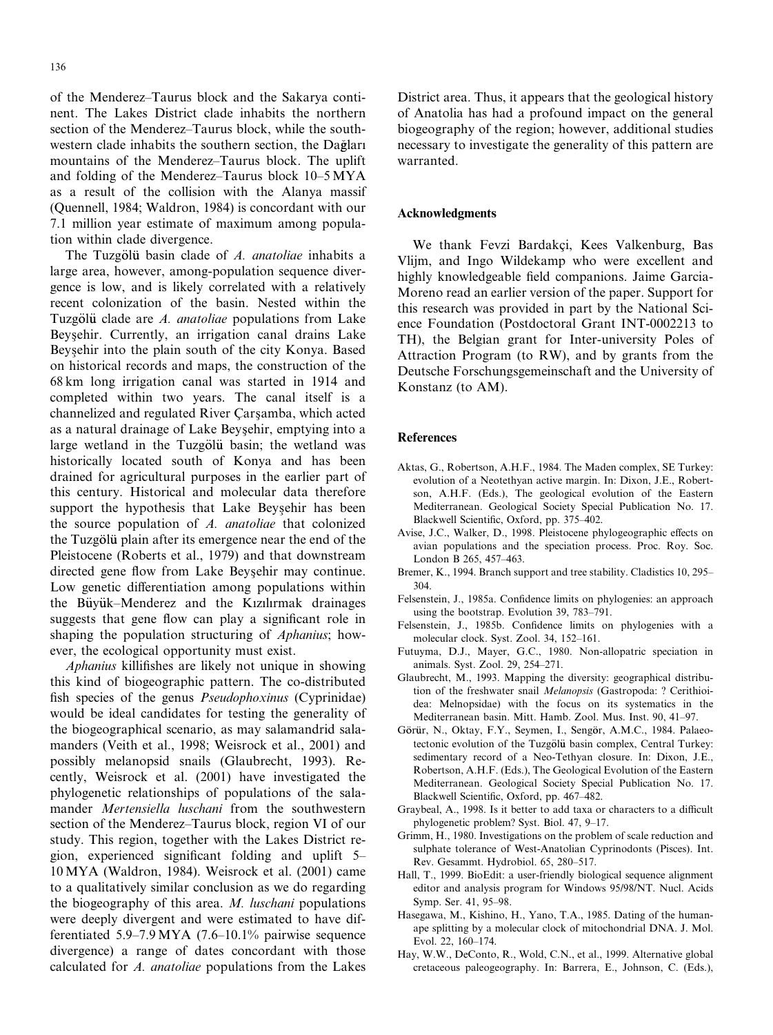of the Menderez–Taurus block and the Sakarya continent. The Lakes District clade inhabits the northern section of the Menderez–Taurus block, while the southwestern clade inhabits the southern section, the Dağları mountains of the Menderez–Taurus block. The uplift and folding of the Menderez–Taurus block 10–5 MYA as a result of the collision with the Alanya massif (Quennell, 1984; Waldron, 1984) is concordant with our 7.1 million year estimate of maximum among population within clade divergence.

The Tuzgölü basin clade of *A. anatoliae* inhabits a large area, however, among-population sequence divergence is low, and is likely correlated with a relatively recent colonization of the basin. Nested within the Tuzgölü clade are *A. anatoliae* populations from Lake Beyşehir. Currently, an irrigation canal drains Lake Beyşehir into the plain south of the city Konya. Based on historical records and maps, the construction of the 68 km long irrigation canal was started in 1914 and completed within two years. The canal itself is a channelized and regulated River Çarşamba, which acted as a natural drainage of Lake Beyşehir, emptying into a large wetland in the Tuzgölü basin; the wetland was historically located south of Konya and has been drained for agricultural purposes in the earlier part of this century. Historical and molecular data therefore support the hypothesis that Lake Beyşehir has been the source population of *A. anatoliae* that colonized the Tuzgölü plain after its emergence near the end of the Pleistocene (Roberts et al., 1979) and that downstream directed gene flow from Lake Beyşehir may continue. Low genetic differentiation among populations within the Büyük–Menderez and the Kızılırmak drainages suggests that gene flow can play a significant role in shaping the population structuring of *Aphanius*; however, the ecological opportunity must exist.

*Aphanius* killifishes are likely not unique in showing this kind of biogeographic pattern. The co-distributed fish species of the genus *Pseudophoxinus* (Cyprinidae) would be ideal candidates for testing the generality of the biogeographical scenario, as may salamandrid salamanders (Veith et al., 1998; Weisrock et al., 2001) and possibly melanopsid snails (Glaubrecht, 1993). Recently, Weisrock et al. (2001) have investigated the phylogenetic relationships of populations of the salamander *Mertensiella luschani* from the southwestern section of the Menderez–Taurus block, region VI of our study. This region, together with the Lakes District region, experienced significant folding and uplift 5–10 MYA (Waldron, 1984). Weisrock et al. (2001) came to a qualitatively similar conclusion as we do regarding the biogeography of this area. *M. luschani* populations were deeply divergent and were estimated to have differentiated 5.9–7.9 MYA (7.6–10.1% pairwise sequence divergence) a range of dates concordant with those calculated for *A. anatoliae* populations from the Lakes District area. Thus, it appears that the geological history of Anatolia has had a profound impact on the general biogeography of the region; however, additional studies necessary to investigate the generality of this pattern are warranted.

## Acknowledgments

We thank Fevzi Bardakçi, Kees Valkenburg, Bas Vlijm, and Ingo Wildekamp who were excellent and highly knowledgeable field companions. Jaime Garcia-Moreno read an earlier version of the paper. Support for this research was provided in part by the National Science Foundation (Postdoctoral Grant INT-0002213 to TH), the Belgian grant for Inter-university Poles of Attraction Program (to RW), and by grants from the Deutsche Forschungsgemeinschaft and the University of Konstanz (to AM).

## References

- Aktas, G., Robertson, A.H.F., 1984. The Maden complex, SE Turkey: evolution of a Neotethyan active margin. In: Dixon, J.E., Robertson, A.H.F. (Eds.), The geological evolution of the Eastern Mediterranean. Geological Society Special Publication No. 17. Blackwell Scientific, Oxford, pp. 375–402.
- Avise, J.C., Walker, D., 1998. Pleistocene phylogeographic effects on avian populations and the speciation process. Proc. Roy. Soc. London B 265, 457–463.
- Bremer, K., 1994. Branch support and tree stability. Cladistics 10, 295–304.
- Felsenstein, J., 1985a. Confidence limits on phylogenies: an approach using the bootstrap. Evolution 39, 783–791.
- Felsenstein, J., 1985b. Confidence limits on phylogenies with a molecular clock. Syst. Zool. 34, 152–161.
- Futuyma, D.J., Mayer, G.C., 1980. Non-allopatric speciation in animals. Syst. Zool. 29, 254–271.
- Glaubrecht, M., 1993. Mapping the diversity: geographical distribution of the freshwater snail *Melanopsis* (Gastropoda: ? Cerithioidea: Melnopsidae) with the focus on its systematics in the Mediterranean basin. Mitt. Hamb. Zool. Mus. Inst. 90, 41–97.
- Görür, N., Oktay, F.Y., Seymen, I., Sengör, A.M.C., 1984. Palaeotectonic evolution of the Tuzgölü basin complex, Central Turkey: sedimentary record of a Neo-Tethyan closure. In: Dixon, J.E., Robertson, A.H.F. (Eds.), The Geological Evolution of the Eastern Mediterranean. Geological Society Special Publication No. 17. Blackwell Scientific, Oxford, pp. 467–482.
- Graybeal, A., 1998. Is it better to add taxa or characters to a difficult phylogenetic problem? Syst. Biol. 47, 9–17.
- Grimm, H., 1980. Investigations on the problem of scale reduction and sulphate tolerance of West-Anatolian Cyprinodonts (Pisces). Int. Rev. Gesammt. Hydrobiol. 65, 280–517.
- Hall, T., 1999. BioEdit: a user-friendly biological sequence alignment editor and analysis program for Windows 95/98/NT. Nucl. Acids Symp. Ser. 41, 95–98.
- Hasegawa, M., Kishino, H., Yano, T.A., 1985. Dating of the human-ape splitting by a molecular clock of mitochondrial DNA. J. Mol. Evol. 22, 160–174.
- Hay, W.W., DeConto, R., Wold, C.N., et al., 1999. Alternative global cretaceous paleogeography. In: Barrera, E., Johnson, C. (Eds.),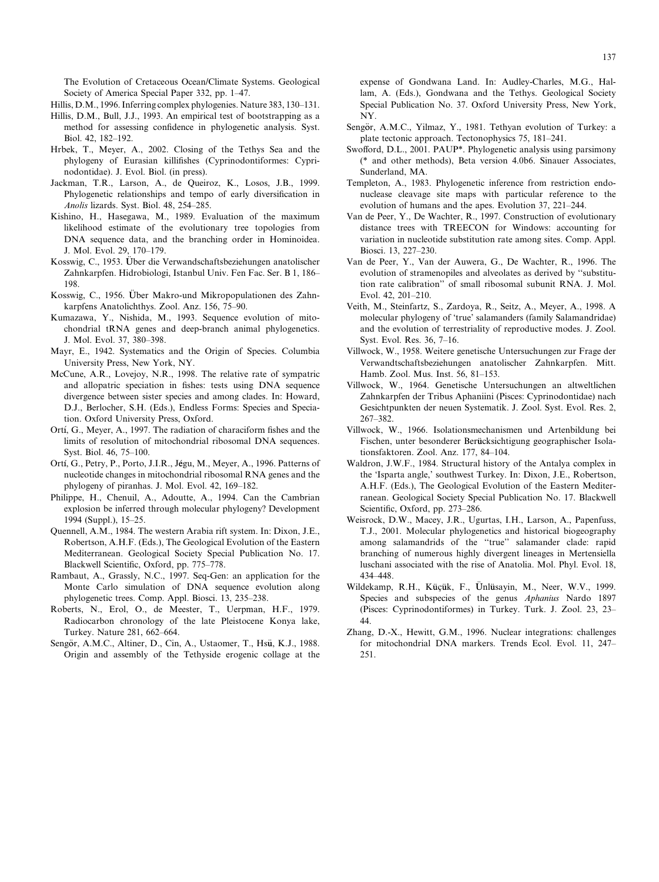The Evolution of Cretaceous Ocean/Climate Systems. Geological Society of America Special Paper 332, pp. 1–47.

Hillis, D.M., 1996. Inferring complex phylogenies. Nature 383, 130–131.

Hillis, D.M., Bull, J.J., 1993. An empirical test of bootstrapping as a method for assessing confidence in phylogenetic analysis. Syst. Biol. 42, 182–192.

Hrbek, T., Meyer, A., 2002. Closing of the Tethys Sea and the phylogeny of Eurasian killifishes (Cyprinodontiformes: Cyprinodontidae). J. Evol. Biol. (in press).

Jackman, T.R., Larson, A., de Queiroz, K., Losos, J.B., 1999. Phylogenetic relationships and tempo of early diversification in *Anolis* lizards. Syst. Biol. 48, 254–285.

Kishino, H., Hasegawa, M., 1989. Evaluation of the maximum likelihood estimate of the evolutionary tree topologies from DNA sequence data, and the branching order in Hominoidea. J. Mol. Evol. 29, 170–179.

Kosswig, C., 1953. Über die Verwandschaftsbeziehungen anatolischer Zahnkarpfen. Hidrobiologi, Istanbul Univ. Fen Fac. Ser. B 1, 186–198.

Kosswig, C., 1956. Über Makro-und Mikropopulationen des Zahnkarpfens Anatolichthys. Zool. Anz. 156, 75–90.

Kumazawa, Y., Nishida, M., 1993. Sequence evolution of mitochondrial tRNA genes and deep-branch animal phylogenetics. J. Mol. Evol. 37, 380–398.

Mayr, E., 1942. Systematics and the Origin of Species. Columbia University Press, New York, NY.

McCune, A.R., Lovejoy, N.R., 1998. The relative rate of sympatric and allopatric speciation in fishes: tests using DNA sequence divergence between sister species and among clades. In: Howard, D.J., Berlocher, S.H. (Eds.), Endless Forms: Species and Speciation. Oxford University Press, Oxford.

Ortí, G., Meyer, A., 1997. The radiation of characiform fishes and the limits of resolution of mitochondrial ribosomal DNA sequences. Syst. Biol. 46, 75–100.

Ortí, G., Petry, P., Porto, J.I.R., Jégu, M., Meyer, A., 1996. Patterns of nucleotide changes in mitochondrial ribosomal RNA genes and the phylogeny of piranhas. J. Mol. Evol. 42, 169–182.

Philippe, H., Chenuil, A., Adoutte, A., 1994. Can the Cambrian explosion be inferred through molecular phylogeny? Development 1994 (Suppl.), 15–25.

Quennell, A.M., 1984. The western Arabia rift system. In: Dixon, J.E., Robertson, A.H.F. (Eds.), The Geological Evolution of the Eastern Mediterranean. Geological Society Special Publication No. 17. Blackwell Scientific, Oxford, pp. 775–778.

Rambaut, A., Grassly, N.C., 1997. Seq-Gen: an application for the Monte Carlo simulation of DNA sequence evolution along phylogenetic trees. Comp. Appl. Biosci. 13, 235–238.

Roberts, N., Erol, O., de Meester, T., Uerpman, H.F., 1979. Radiocarbon chronology of the late Pleistocene Konya lake, Turkey. Nature 281, 662–664.

Sengör, A.M.C., Altiner, D., Cin, A., Ustaomer, T., Hsü, K.J., 1988. Origin and assembly of the Tethyside erogenic collage at the expense of Gondwana Land. In: Audley-Charles, M.G., Hallam, A. (Eds.), Gondwana and the Tethys. Geological Society Special Publication No. 37. Oxford University Press, New York, NY.

Sengör, A.M.C., Yilmaz, Y., 1981. Tethyan evolution of Turkey: a plate tectonic approach. Tectonophysics 75, 181–241.

Swofford, D.L., 2001. PAUP*. Phylogenetic analysis using parsimony (* and other methods), Beta version 4.0b6. Sinauer Associates, Sunderland, MA.

Templeton, A., 1983. Phylogenetic inference from restriction endonuclease cleavage site maps with particular reference to the evolution of humans and the apes. Evolution 37, 221–244.

Van de Peer, Y., De Wachter, R., 1997. Construction of evolutionary distance trees with TREECON for Windows: accounting for variation in nucleotide substitution rate among sites. Comp. Appl. Biosci. 13, 227–230.

Van de Peer, Y., Van der Auwera, G., De Wachter, R., 1996. The evolution of stramenopiles and alveolates as derived by ''substitution rate calibration'' of small ribosomal subunit RNA. J. Mol. Evol. 42, 201–210.

Veith, M., Steinfartz, S., Zardoya, R., Seitz, A., Meyer, A., 1998. A molecular phylogeny of 'true' salamanders (family Salamandridae) and the evolution of terrestriality of reproductive modes. J. Zool. Syst. Evol. Res. 36, 7–16.

Villwock, W., 1958. Weitere genetische Untersuchungen zur Frage der Verwandtschaftsbeziehungen anatolischer Zahnkarpfen. Mitt. Hamb. Zool. Mus. Inst. 56, 81–153.

Villwock, W., 1964. Genetische Untersuchungen an altweltlichen Zahnkarpfen der Tribus Aphaniini (Pisces: Cyprinodontidae) nach Gesichtpunkten der neuen Systematik. J. Zool. Syst. Evol. Res. 2, 267–382.

Villwock, W., 1966. Isolationsmechanismen und Artenbildung bei Fischen, unter besonderer Berücksichtigung geographischer Isolationsfaktoren. Zool. Anz. 177, 84–104.

Waldron, J.W.F., 1984. Structural history of the Antalya complex in the 'Isparta angle,' southwest Turkey. In: Dixon, J.E., Robertson, A.H.F. (Eds.), The Geological Evolution of the Eastern Mediterranean. Geological Society Special Publication No. 17. Blackwell Scientific, Oxford, pp. 273–286.

Weisrock, D.W., Macey, J.R., Ugurtas, I.H., Larson, A., Papenfuss, T.J., 2001. Molecular phylogenetics and historical biogeography among salamandrids of the ''true'' salamander clade: rapid branching of numerous highly divergent lineages in Mertensiella luschani associated with the rise of Anatolia. Mol. Phyl. Evol. 18, 434–448.

Wildekamp, R.H., Küçük, F., Ünlüsayin, M., Neer, W.V., 1999. Species and subspecies of the genus *Aphanius* Nardo 1897 (Pisces: Cyprinodontiformes) in Turkey. Turk. J. Zool. 23, 23–44.

Zhang, D.-X., Hewitt, G.M., 1996. Nuclear integrations: challenges for mitochondrial DNA markers. Trends Ecol. Evol. 11, 247–251.